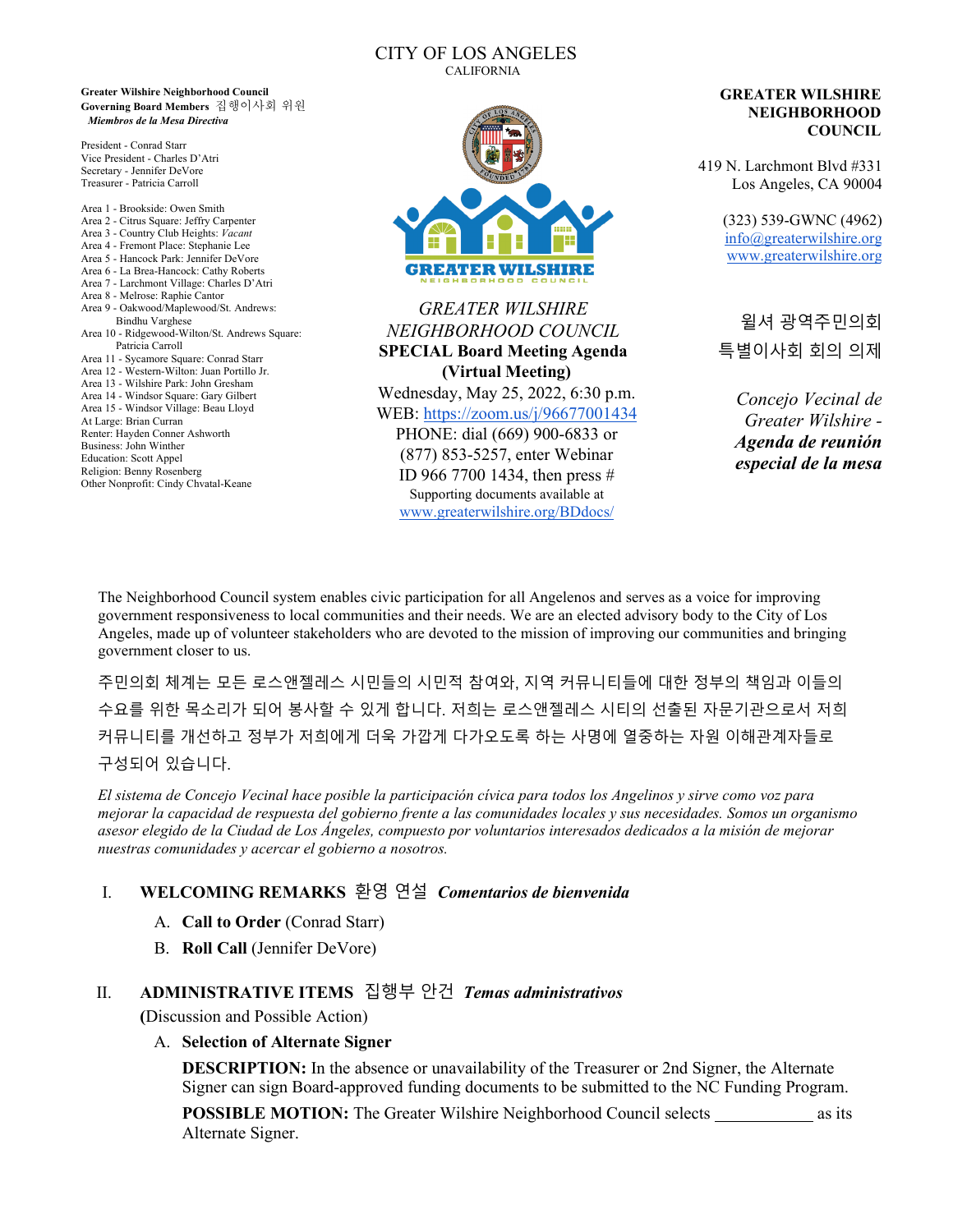CITY OF LOS ANGELES
CALIFORNIA

**Greater Wilshire Neighborhood Council**
**Governing Board Members** 집행이사회 위원
***Miembros de la Mesa Directiva***

President - Conrad Starr
Vice President - Charles D'Atri
Secretary - Jennifer DeVore
Treasurer - Patricia Carroll

Area 1 - Brookside: Owen Smith
Area 2 - Citrus Square: Jeffry Carpenter
Area 3 - Country Club Heights: *Vacant*
Area 4 - Fremont Place: Stephanie Lee
Area 5 - Hancock Park: Jennifer DeVore
Area 6 - La Brea-Hancock: Cathy Roberts
Area 7 - Larchmont Village: Charles D'Atri
Area 8 - Melrose: Raphie Cantor
Area 9 - Oakwood/Maplewood/St. Andrews: Bindhu Varghese
Area 10 - Ridgewood-Wilton/St. Andrews Square: Patricia Carroll
Area 11 - Sycamore Square: Conrad Starr
Area 12 - Western-Wilton: Juan Portillo Jr.
Area 13 - Wilshire Park: John Gresham
Area 14 - Windsor Square: Gary Gilbert
Area 15 - Windsor Village: Beau Lloyd
At Large: Brian Curran
Renter: Hayden Conner Ashworth
Business: John Winther
Education: Scott Appel
Religion: Benny Rosenberg
Other Nonprofit: Cindy Chvatal-Keane

GREATER WILSHIRE NEIGHBORHOOD COUNCIL

*GREATER WILSHIRE NEIGHBORHOOD COUNCIL*
**SPECIAL Board Meeting Agenda**
**(Virtual Meeting)**
Wednesday, May 25, 2022, 6:30 p.m.
WEB: https://zoom.us/j/96677001434
PHONE: dial (669) 900-6833 or (877) 853-5257, enter Webinar ID 966 7700 1434, then press #
Supporting documents available at www.greaterwilshire.org/BDdocs/

**GREATER WILSHIRE NEIGHBORHOOD COUNCIL**

419 N. Larchmont Blvd #331
Los Angeles, CA 90004

(323) 539-GWNC (4962)
info@greaterwilshire.org
www.greaterwilshire.org

윌셔 광역주민의회
특별이사회 회의 의제

*Concejo Vecinal de Greater Wilshire -*
***Agenda de reunión especial de la mesa***

The Neighborhood Council system enables civic participation for all Angelenos and serves as a voice for improving government responsiveness to local communities and their needs. We are an elected advisory body to the City of Los Angeles, made up of volunteer stakeholders who are devoted to the mission of improving our communities and bringing government closer to us.

주민의회 체계는 모든 로스앤젤레스 시민들의 시민적 참여와, 지역 커뮤니티들에 대한 정부의 책임과 이들의 수요를 위한 목소리가 되어 봉사할 수 있게 합니다. 저희는 로스앤젤레스 시티의 선출된 자문기관으로서 저희 커뮤니티를 개선하고 정부가 저희에게 더욱 가깝게 다가오도록 하는 사명에 열중하는 자원 이해관계자들로 구성되어 있습니다.

*El sistema de Concejo Vecinal hace posible la participación cívica para todos los Angelinos y sirve como voz para mejorar la capacidad de respuesta del gobierno frente a las comunidades locales y sus necesidades. Somos un organismo asesor elegido de la Ciudad de Los Ángeles, compuesto por voluntarios interesados dedicados a la misión de mejorar nuestras comunidades y acercar el gobierno a nosotros.*

## I. WELCOMING REMARKS 환영 연설 *Comentarios de bienvenida*

A. **Call to Order** (Conrad Starr)

B. **Roll Call** (Jennifer DeVore)

## II. ADMINISTRATIVE ITEMS 집행부 안건 *Temas administrativos*

**(**Discussion and Possible Action)

A. **Selection of Alternate Signer**

**DESCRIPTION:** In the absence or unavailability of the Treasurer or 2nd Signer, the Alternate Signer can sign Board-approved funding documents to be submitted to the NC Funding Program.

**POSSIBLE MOTION:** The Greater Wilshire Neighborhood Council selects ___________ as its Alternate Signer.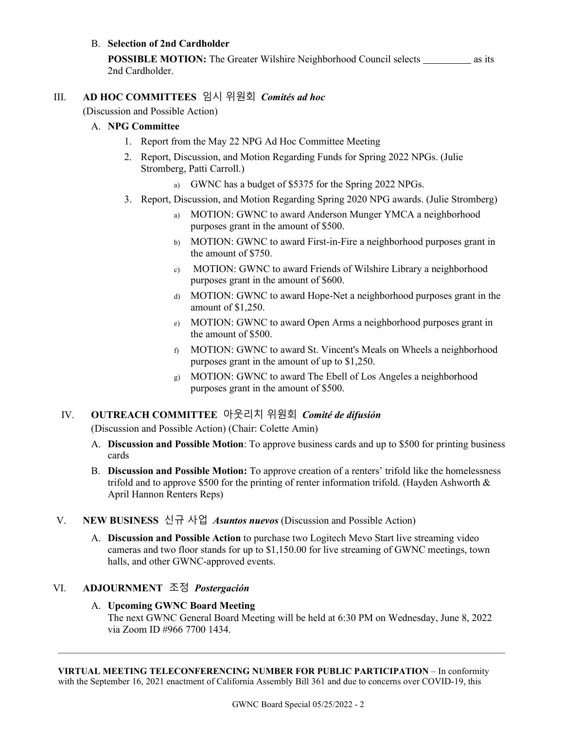B. **Selection of 2nd Cardholder**

**POSSIBLE MOTION:** The Greater Wilshire Neighborhood Council selects __________ as its 2nd Cardholder.

## III. AD HOC COMMITTEES 임시 위원회 *Comités ad hoc*

(Discussion and Possible Action)

A. **NPG Committee**

1. Report from the May 22 NPG Ad Hoc Committee Meeting
2. Report, Discussion, and Motion Regarding Funds for Spring 2022 NPGs. (Julie Stromberg, Patti Carroll.)
    a) GWNC has a budget of $5375 for the Spring 2022 NPGs.
3. Report, Discussion, and Motion Regarding Spring 2020 NPG awards. (Julie Stromberg)
    a) MOTION: GWNC to award Anderson Munger YMCA a neighborhood purposes grant in the amount of $500.
    b) MOTION: GWNC to award First-in-Fire a neighborhood purposes grant in the amount of $750.
    c) MOTION: GWNC to award Friends of Wilshire Library a neighborhood purposes grant in the amount of $600.
    d) MOTION: GWNC to award Hope-Net a neighborhood purposes grant in the amount of $1,250.
    e) MOTION: GWNC to award Open Arms a neighborhood purposes grant in the amount of $500.
    f) MOTION: GWNC to award St. Vincent's Meals on Wheels a neighborhood purposes grant in the amount of up to $1,250.
    g) MOTION: GWNC to award The Ebell of Los Angeles a neighborhood purposes grant in the amount of $500.

## IV. OUTREACH COMMITTEE 아웃리치 위원회 *Comité de difusión*

(Discussion and Possible Action) (Chair: Colette Amin)

A. **Discussion and Possible Motion**: To approve business cards and up to $500 for printing business cards

B. **Discussion and Possible Motion:** To approve creation of a renters' trifold like the homelessness trifold and to approve $500 for the printing of renter information trifold. (Hayden Ashworth & April Hannon Renters Reps)

## V. NEW BUSINESS 신규 사업 *Asuntos nuevos* (Discussion and Possible Action)

A. **Discussion and Possible Action** to purchase two Logitech Mevo Start live streaming video cameras and two floor stands for up to $1,150.00 for live streaming of GWNC meetings, town halls, and other GWNC-approved events.

## VI. ADJOURNMENT 조정 *Postergación*

A. **Upcoming GWNC Board Meeting**

The next GWNC General Board Meeting will be held at 6:30 PM on Wednesday, June 8, 2022 via Zoom ID #966 7700 1434.

---

**VIRTUAL MEETING TELECONFERENCING NUMBER FOR PUBLIC PARTICIPATION** – In conformity with the September 16, 2021 enactment of California Assembly Bill 361 and due to concerns over COVID-19, this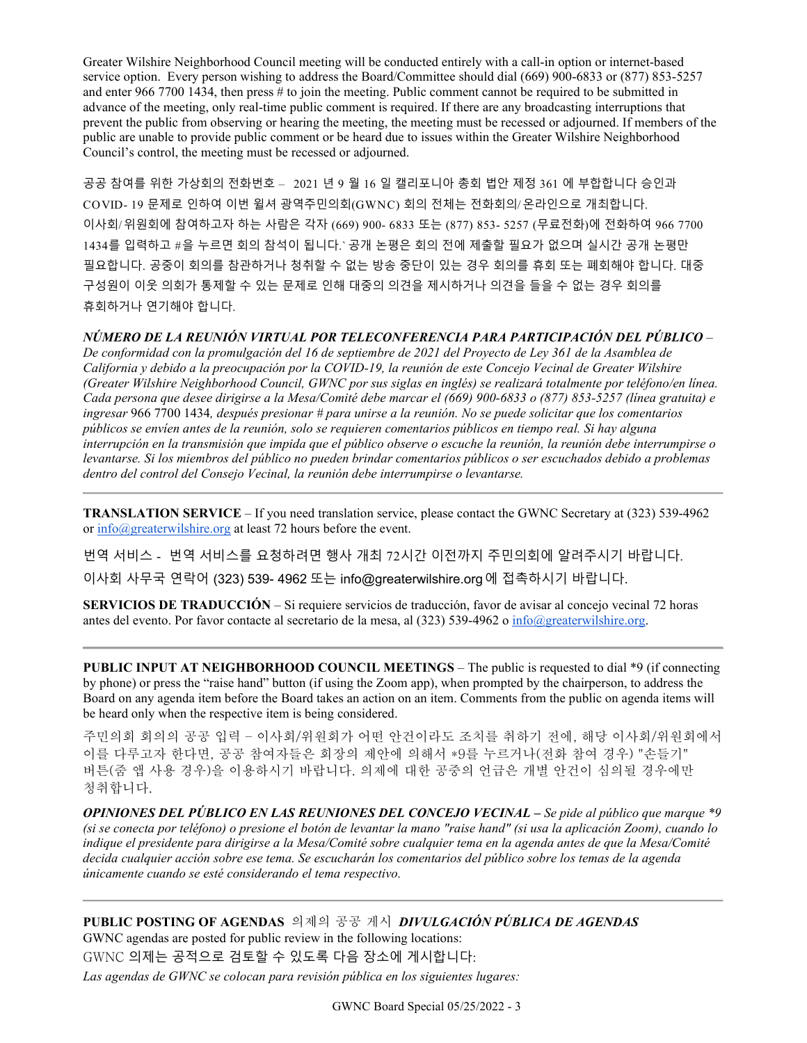Greater Wilshire Neighborhood Council meeting will be conducted entirely with a call-in option or internet-based service option. Every person wishing to address the Board/Committee should dial (669) 900-6833 or (877) 853-5257 and enter 966 7700 1434, then press # to join the meeting. Public comment cannot be required to be submitted in advance of the meeting, only real-time public comment is required. If there are any broadcasting interruptions that prevent the public from observing or hearing the meeting, the meeting must be recessed or adjourned. If members of the public are unable to provide public comment or be heard due to issues within the Greater Wilshire Neighborhood Council's control, the meeting must be recessed or adjourned.

공공 참여를 위한 가상회의 전화번호 – 2021 년 9 월 16 일 캘리포니아 총회 법안 제정 361 에 부합합니다 승인과 COVID- 19 문제로 인하여 이번 윌셔 광역주민의회(GWNC) 회의 전체는 전화회의/ 온라인으로 개최합니다. 이사회/ 위원회에 참여하고자 하는 사람은 각자 (669) 900- 6833 또는 (877) 853- 5257 (무료전화)에 전화하여 966 7700 1434를 입력하고 #을 누르면 회의 참석이 됩니다.` 공개 논평은 회의 전에 제출할 필요가 없으며 실시간 공개 논평만 필요합니다. 공중이 회의를 참관하거나 청취할 수 없는 방송 중단이 있는 경우 회의를 휴회 또는 폐회해야 합니다. 대중 구성원이 이웃 의회가 통제할 수 있는 문제로 인해 대중의 의견을 제시하거나 의견을 들을 수 없는 경우 회의를 휴회하거나 연기해야 합니다.

***NÚMERO DE LA REUNIÓN VIRTUAL POR TELECONFERENCIA PARA PARTICIPACIÓN DEL PÚBLICO*** – *De conformidad con la promulgación del 16 de septiembre de 2021 del Proyecto de Ley 361 de la Asamblea de California y debido a la preocupación por la COVID-19, la reunión de este Concejo Vecinal de Greater Wilshire (Greater Wilshire Neighborhood Council, GWNC por sus siglas en inglés) se realizará totalmente por teléfono/en línea. Cada persona que desee dirigirse a la Mesa/Comité debe marcar el (669) 900-6833 o (877) 853-5257 (línea gratuita) e ingresar* 966 7700 1434*, después presionar # para unirse a la reunión. No se puede solicitar que los comentarios públicos se envíen antes de la reunión, solo se requieren comentarios públicos en tiempo real. Si hay alguna interrupción en la transmisión que impida que el público observe o escuche la reunión, la reunión debe interrumpirse o levantarse. Si los miembros del público no pueden brindar comentarios públicos o ser escuchados debido a problemas dentro del control del Consejo Vecinal, la reunión debe interrumpirse o levantarse.*

---

**TRANSLATION SERVICE** – If you need translation service, please contact the GWNC Secretary at (323) 539-4962 or info@greaterwilshire.org at least 72 hours before the event.

번역 서비스 - 번역 서비스를 요청하려면 행사 개최 72시간 이전까지 주민의회에 알려주시기 바랍니다. 이사회 사무국 연락어 (323) 539- 4962 또는 info@greaterwilshire.org 에 접촉하시기 바랍니다.

**SERVICIOS DE TRADUCCIÓN** – Si requiere servicios de traducción, favor de avisar al concejo vecinal 72 horas antes del evento. Por favor contacte al secretario de la mesa, al (323) 539-4962 o info@greaterwilshire.org.

---

**PUBLIC INPUT AT NEIGHBORHOOD COUNCIL MEETINGS** – The public is requested to dial *9 (if connecting by phone) or press the "raise hand" button (if using the Zoom app), when prompted by the chairperson, to address the Board on any agenda item before the Board takes an action on an item. Comments from the public on agenda items will be heard only when the respective item is being considered.

주민의회 회의의 공공 입력 – 이사회/위원회가 어떤 안건이라도 조치를 취하기 전에, 해당 이사회/위원회에서 이를 다루고자 한다면, 공공 참여자들은 회장의 제안에 의해서 *9를 누르거나(전화 참여 경우) "손들기" 버튼(줌 앱 사용 경우)을 이용하시기 바랍니다. 의제에 대한 공중의 언급은 개별 안건이 심의될 경우에만 청취합니다.

***OPINIONES DEL PÚBLICO EN LAS REUNIONES DEL CONCEJO VECINAL –*** *Se pide al público que marque *9 (si se conecta por teléfono) o presione el botón de levantar la mano "raise hand" (si usa la aplicación Zoom), cuando lo indique el presidente para dirigirse a la Mesa/Comité sobre cualquier tema en la agenda antes de que la Mesa/Comité decida cualquier acción sobre ese tema. Se escucharán los comentarios del público sobre los temas de la agenda únicamente cuando se esté considerando el tema respectivo.*

---

**PUBLIC POSTING OF AGENDAS** 의제의 공공 게시 ***DIVULGACIÓN PÚBLICA DE AGENDAS***

GWNC agendas are posted for public review in the following locations:

GWNC 의제는 공적으로 검토할 수 있도록 다음 장소에 게시합니다:

*Las agendas de GWNC se colocan para revisión pública en los siguientes lugares:*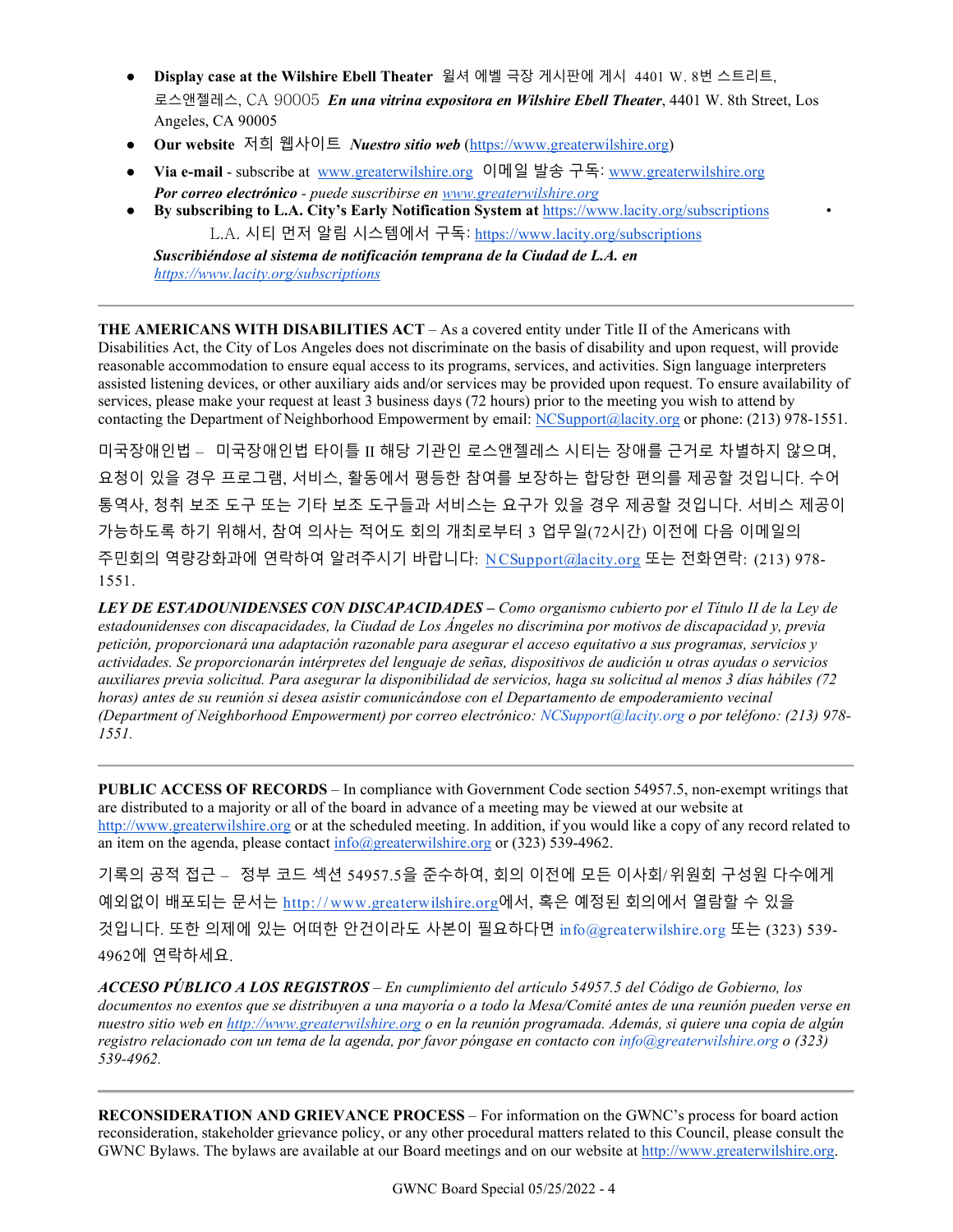- **Display case at the Wilshire Ebell Theater** 윌셔 에벨 극장 게시판에 게시 4401 W. 8번 스트리트, 로스앤젤레스, CA 90005 ***En una vitrina expositora en Wilshire Ebell Theater***, 4401 W. 8th Street, Los Angeles, CA 90005
- **Our website** 저희 웹사이트 ***Nuestro sitio web*** (https://www.greaterwilshire.org)
- **Via e-mail** - subscribe at www.greaterwilshire.org 이메일 발송 구독: www.greaterwilshire.org
  ***Por correo electrónico*** *- puede suscribirse en www.greaterwilshire.org*
- **By subscribing to L.A. City's Early Notification System at** https://www.lacity.org/subscriptions
  L.A. 시티 먼저 알림 시스템에서 구독: https://www.lacity.org/subscriptions
  ***Suscribiéndose al sistema de notificación temprana de la Ciudad de L.A. en https://www.lacity.org/subscriptions***

---

**THE AMERICANS WITH DISABILITIES ACT** – As a covered entity under Title II of the Americans with Disabilities Act, the City of Los Angeles does not discriminate on the basis of disability and upon request, will provide reasonable accommodation to ensure equal access to its programs, services, and activities. Sign language interpreters assisted listening devices, or other auxiliary aids and/or services may be provided upon request. To ensure availability of services, please make your request at least 3 business days (72 hours) prior to the meeting you wish to attend by contacting the Department of Neighborhood Empowerment by email: NCSupport@lacity.org or phone: (213) 978-1551.

미국장애인법 – 미국장애인법 타이틀 II 해당 기관인 로스앤젤레스 시티는 장애를 근거로 차별하지 않으며, 요청이 있을 경우 프로그램, 서비스, 활동에서 평등한 참여를 보장하는 합당한 편의를 제공할 것입니다. 수어 통역사, 청취 보조 도구 또는 기타 보조 도구들과 서비스는 요구가 있을 경우 제공할 것입니다. 서비스 제공이 가능하도록 하기 위해서, 참여 의사는 적어도 회의 개최로부터 3 업무일(72시간) 이전에 다음 이메일의 주민회의 역량강화과에 연락하여 알려주시기 바랍니다: NCSupport@lacity.org 또는 전화연락: (213) 978-1551.

***LEY DE ESTADOUNIDENSES CON DISCAPACIDADES*** *– Como organismo cubierto por el Título II de la Ley de estadounidenses con discapacidades, la Ciudad de Los Ángeles no discrimina por motivos de discapacidad y, previa petición, proporcionará una adaptación razonable para asegurar el acceso equitativo a sus programas, servicios y actividades. Se proporcionarán intérpretes del lenguaje de señas, dispositivos de audición u otras ayudas o servicios auxiliares previa solicitud. Para asegurar la disponibilidad de servicios, haga su solicitud al menos 3 días hábiles (72 horas) antes de su reunión si desea asistir comunicándose con el Departamento de empoderamiento vecinal (Department of Neighborhood Empowerment) por correo electrónico: NCSupport@lacity.org o por teléfono: (213) 978-1551.*

---

**PUBLIC ACCESS OF RECORDS** – In compliance with Government Code section 54957.5, non-exempt writings that are distributed to a majority or all of the board in advance of a meeting may be viewed at our website at http://www.greaterwilshire.org or at the scheduled meeting. In addition, if you would like a copy of any record related to an item on the agenda, please contact info@greaterwilshire.org or (323) 539-4962.

기록의 공적 접근 – 정부 코드 섹션 54957.5을 준수하여, 회의 이전에 모든 이사회/위원회 구성원 다수에게 예외없이 배포되는 문서는 http://www.greaterwilshire.org에서, 혹은 예정된 회의에서 열람할 수 있을 것입니다. 또한 의제에 있는 어떠한 안건이라도 사본이 필요하다면 info@greaterwilshire.org 또는 (323) 539-4962에 연락하세요.

***ACCESO PÚBLICO A LOS REGISTROS*** *– En cumplimiento del artículo 54957.5 del Código de Gobierno, los documentos no exentos que se distribuyen a una mayoría o a todo la Mesa/Comité antes de una reunión pueden verse en nuestro sitio web en http://www.greaterwilshire.org o en la reunión programada. Además, si quiere una copia de algún registro relacionado con un tema de la agenda, por favor póngase en contacto con info@greaterwilshire.org o (323) 539-4962.*

---

**RECONSIDERATION AND GRIEVANCE PROCESS** – For information on the GWNC's process for board action reconsideration, stakeholder grievance policy, or any other procedural matters related to this Council, please consult the GWNC Bylaws. The bylaws are available at our Board meetings and on our website at http://www.greaterwilshire.org.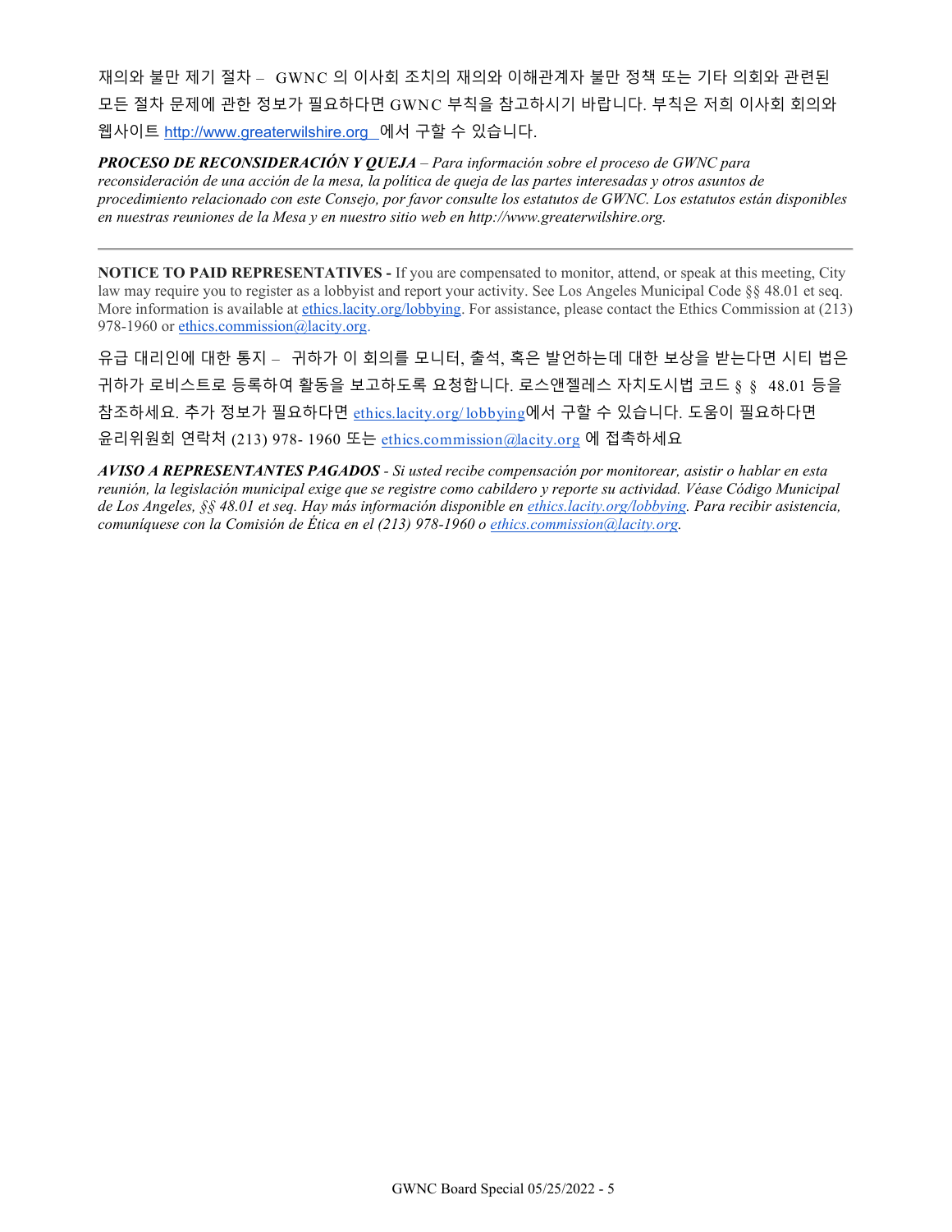재의와 불만 제기 절차 – GWNC 의 이사회 조치의 재의와 이해관계자 불만 정책 또는 기타 의회와 관련된 모든 절차 문제에 관한 정보가 필요하다면 GWNC 부칙을 참고하시기 바랍니다. 부칙은 저희 이사회 회의와 웹사이트 http://www.greaterwilshire.org 에서 구할 수 있습니다.

***PROCESO DE RECONSIDERACIÓN Y QUEJA*** *– Para información sobre el proceso de GWNC para reconsideración de una acción de la mesa, la política de queja de las partes interesadas y otros asuntos de procedimiento relacionado con este Consejo, por favor consulte los estatutos de GWNC. Los estatutos están disponibles en nuestras reuniones de la Mesa y en nuestro sitio web en http://www.greaterwilshire.org.*

---

**NOTICE TO PAID REPRESENTATIVES -** If you are compensated to monitor, attend, or speak at this meeting, City law may require you to register as a lobbyist and report your activity. See Los Angeles Municipal Code §§ 48.01 et seq. More information is available at ethics.lacity.org/lobbying. For assistance, please contact the Ethics Commission at (213) 978-1960 or ethics.commission@lacity.org.

유급 대리인에 대한 통지 – 귀하가 이 회의를 모니터, 출석, 혹은 발언하는데 대한 보상을 받는다면 시티 법은 귀하가 로비스트로 등록하여 활동을 보고하도록 요청합니다. 로스앤젤레스 자치도시법 코드 § § 48.01 등을 참조하세요. 추가 정보가 필요하다면 ethics.lacity.org/ lobbying에서 구할 수 있습니다. 도움이 필요하다면 윤리위원회 연락처 (213) 978- 1960 또는 ethics.commission@lacity.org 에 접촉하세요

***AVISO A REPRESENTANTES PAGADOS*** *- Si usted recibe compensación por monitorear, asistir o hablar en esta reunión, la legislación municipal exige que se registre como cabildero y reporte su actividad. Véase Código Municipal de Los Angeles, §§ 48.01 et seq. Hay más información disponible en ethics.lacity.org/lobbying. Para recibir asistencia, comuníquese con la Comisión de Ética en el (213) 978-1960 o ethics.commission@lacity.org.*